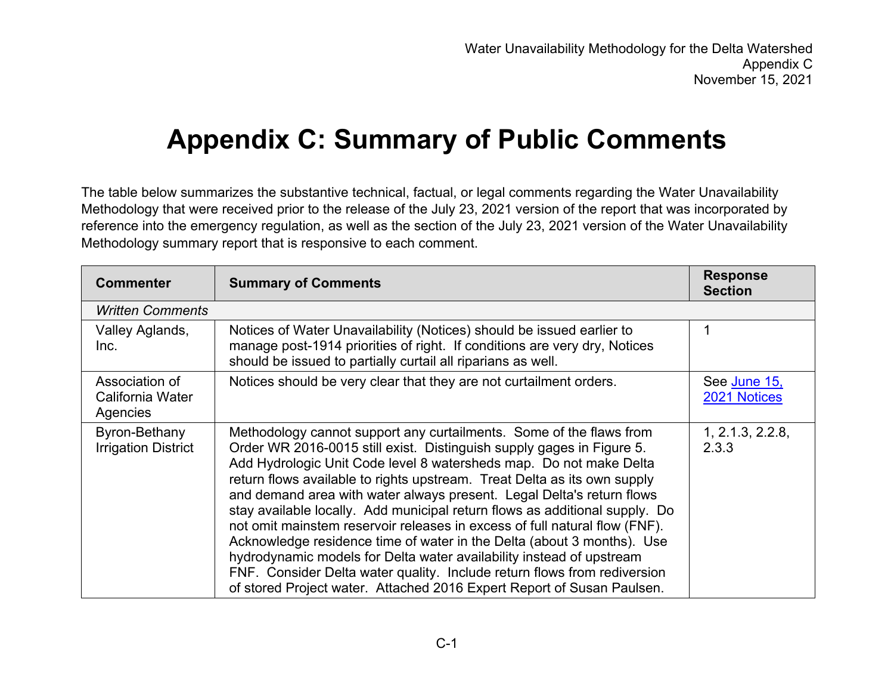# Appendix C: Summary of Public Comments

The table below summarizes the substantive technical, factual, or legal comments regarding the Water Unavailability Methodology that were received prior to the release of the July 23, 2021 version of the report that was incorporated by reference into the emergency regulation, as well as the section of the July 23, 2021 version of the Water Unavailability Methodology summary report that is responsive to each comment.

| Commenter | Summary of Comments | Response Section |
|---|---|---|
| *Written Comments* | | |
| Valley Aglands, Inc. | Notices of Water Unavailability (Notices) should be issued earlier to manage post-1914 priorities of right. If conditions are very dry, Notices should be issued to partially curtail all riparians as well. | 1 |
| Association of California Water Agencies | Notices should be very clear that they are not curtailment orders. | See June 15, 2021 Notices |
| Byron-Bethany Irrigation District | Methodology cannot support any curtailments. Some of the flaws from Order WR 2016-0015 still exist. Distinguish supply gages in Figure 5. Add Hydrologic Unit Code level 8 watersheds map. Do not make Delta return flows available to rights upstream. Treat Delta as its own supply and demand area with water always present. Legal Delta's return flows stay available locally. Add municipal return flows as additional supply. Do not omit mainstem reservoir releases in excess of full natural flow (FNF). Acknowledge residence time of water in the Delta (about 3 months). Use hydrodynamic models for Delta water availability instead of upstream FNF. Consider Delta water quality. Include return flows from rediversion of stored Project water. Attached 2016 Expert Report of Susan Paulsen. | 1, 2.1.3, 2.2.8, 2.3.3 |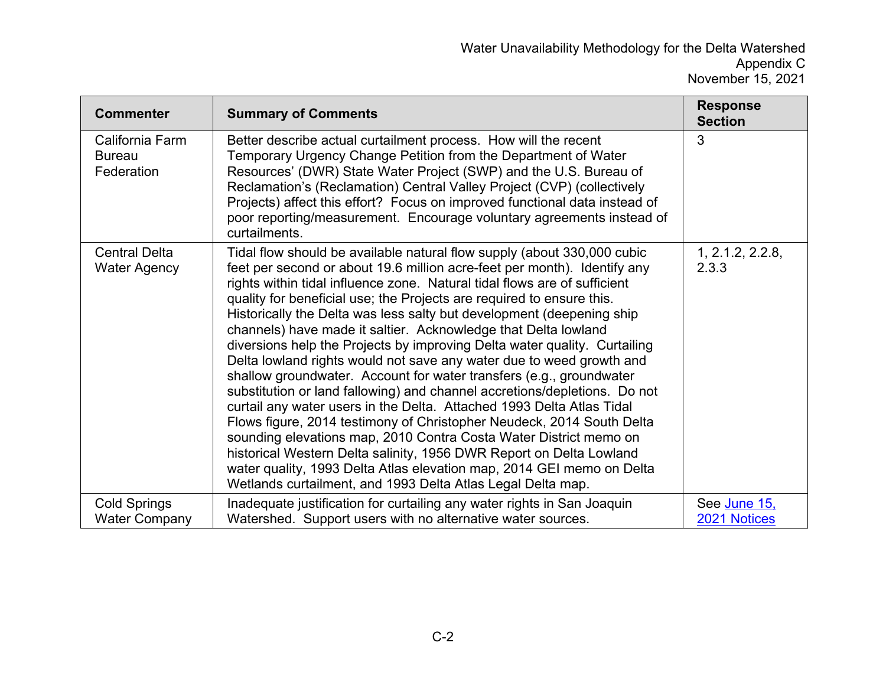| Commenter | Summary of Comments | Response Section |
|---|---|---|
| California Farm Bureau Federation | Better describe actual curtailment process. How will the recent Temporary Urgency Change Petition from the Department of Water Resources' (DWR) State Water Project (SWP) and the U.S. Bureau of Reclamation's (Reclamation) Central Valley Project (CVP) (collectively Projects) affect this effort? Focus on improved functional data instead of poor reporting/measurement. Encourage voluntary agreements instead of curtailments. | 3 |
| Central Delta Water Agency | Tidal flow should be available natural flow supply (about 330,000 cubic feet per second or about 19.6 million acre-feet per month). Identify any rights within tidal influence zone. Natural tidal flows are of sufficient quality for beneficial use; the Projects are required to ensure this. Historically the Delta was less salty but development (deepening ship channels) have made it saltier. Acknowledge that Delta lowland diversions help the Projects by improving Delta water quality. Curtailing Delta lowland rights would not save any water due to weed growth and shallow groundwater. Account for water transfers (e.g., groundwater substitution or land fallowing) and channel accretions/depletions. Do not curtail any water users in the Delta. Attached 1993 Delta Atlas Tidal Flows figure, 2014 testimony of Christopher Neudeck, 2014 South Delta sounding elevations map, 2010 Contra Costa Water District memo on historical Western Delta salinity, 1956 DWR Report on Delta Lowland water quality, 1993 Delta Atlas elevation map, 2014 GEI memo on Delta Wetlands curtailment, and 1993 Delta Atlas Legal Delta map. | 1, 2.1.2, 2.2.8, 2.3.3 |
| Cold Springs Water Company | Inadequate justification for curtailing any water rights in San Joaquin Watershed. Support users with no alternative water sources. | See June 15, 2021 Notices |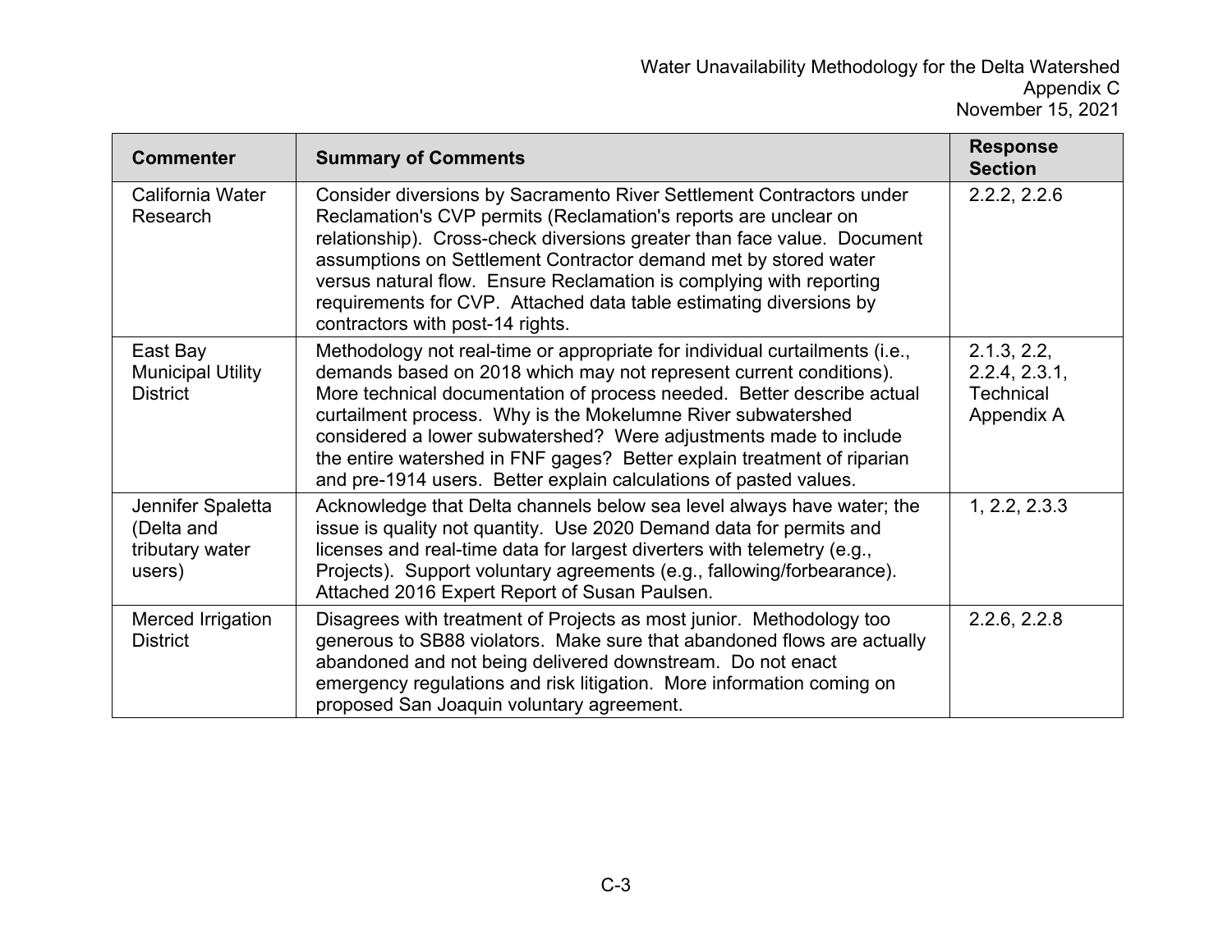| Commenter | Summary of Comments | Response Section |
|---|---|---|
| California Water Research | Consider diversions by Sacramento River Settlement Contractors under Reclamation's CVP permits (Reclamation's reports are unclear on relationship). Cross-check diversions greater than face value. Document assumptions on Settlement Contractor demand met by stored water versus natural flow. Ensure Reclamation is complying with reporting requirements for CVP. Attached data table estimating diversions by contractors with post-14 rights. | 2.2.2, 2.2.6 |
| East Bay Municipal Utility District | Methodology not real-time or appropriate for individual curtailments (i.e., demands based on 2018 which may not represent current conditions). More technical documentation of process needed. Better describe actual curtailment process. Why is the Mokelumne River subwatershed considered a lower subwatershed? Were adjustments made to include the entire watershed in FNF gages? Better explain treatment of riparian and pre-1914 users. Better explain calculations of pasted values. | 2.1.3, 2.2, 2.2.4, 2.3.1, Technical Appendix A |
| Jennifer Spaletta (Delta and tributary water users) | Acknowledge that Delta channels below sea level always have water; the issue is quality not quantity. Use 2020 Demand data for permits and licenses and real-time data for largest diverters with telemetry (e.g., Projects). Support voluntary agreements (e.g., fallowing/forbearance). Attached 2016 Expert Report of Susan Paulsen. | 1, 2.2, 2.3.3 |
| Merced Irrigation District | Disagrees with treatment of Projects as most junior. Methodology too generous to SB88 violators. Make sure that abandoned flows are actually abandoned and not being delivered downstream. Do not enact emergency regulations and risk litigation. More information coming on proposed San Joaquin voluntary agreement. | 2.2.6, 2.2.8 |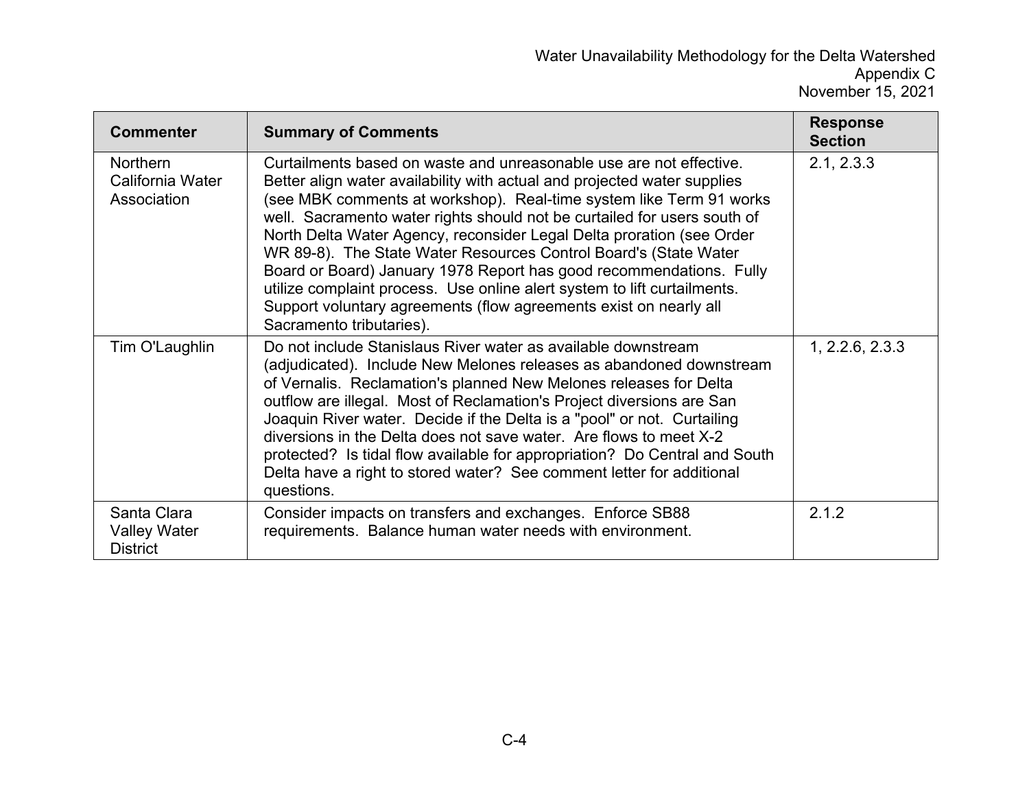| Commenter | Summary of Comments | Response Section |
|---|---|---|
| Northern California Water Association | Curtailments based on waste and unreasonable use are not effective. Better align water availability with actual and projected water supplies (see MBK comments at workshop). Real-time system like Term 91 works well. Sacramento water rights should not be curtailed for users south of North Delta Water Agency, reconsider Legal Delta proration (see Order WR 89-8). The State Water Resources Control Board's (State Water Board or Board) January 1978 Report has good recommendations. Fully utilize complaint process. Use online alert system to lift curtailments. Support voluntary agreements (flow agreements exist on nearly all Sacramento tributaries). | 2.1, 2.3.3 |
| Tim O'Laughlin | Do not include Stanislaus River water as available downstream (adjudicated). Include New Melones releases as abandoned downstream of Vernalis. Reclamation's planned New Melones releases for Delta outflow are illegal. Most of Reclamation's Project diversions are San Joaquin River water. Decide if the Delta is a "pool" or not. Curtailing diversions in the Delta does not save water. Are flows to meet X-2 protected? Is tidal flow available for appropriation? Do Central and South Delta have a right to stored water? See comment letter for additional questions. | 1, 2.2.6, 2.3.3 |
| Santa Clara Valley Water District | Consider impacts on transfers and exchanges. Enforce SB88 requirements. Balance human water needs with environment. | 2.1.2 |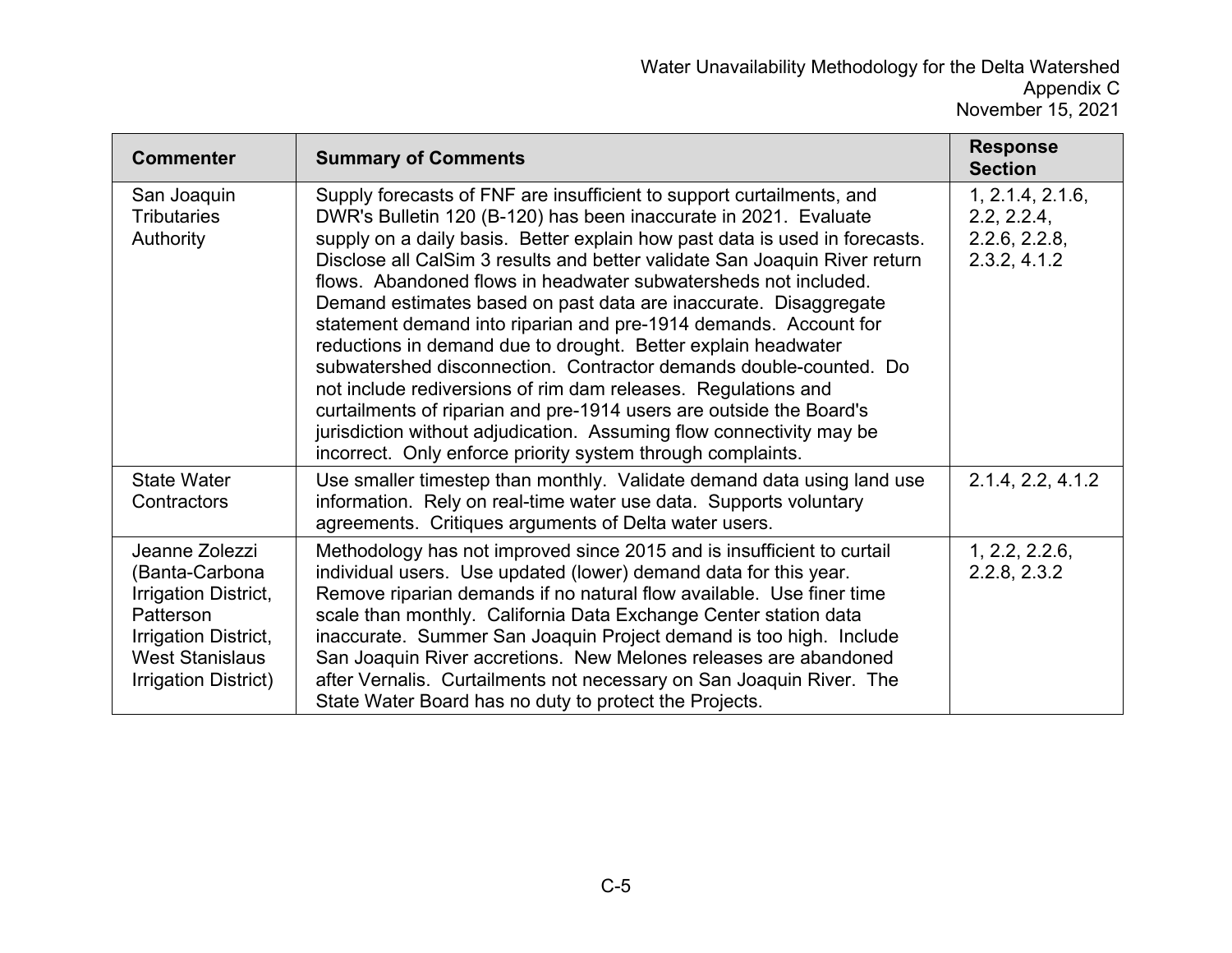| Commenter | Summary of Comments | Response Section |
| --- | --- | --- |
| San Joaquin Tributaries Authority | Supply forecasts of FNF are insufficient to support curtailments, and DWR's Bulletin 120 (B-120) has been inaccurate in 2021. Evaluate supply on a daily basis. Better explain how past data is used in forecasts. Disclose all CalSim 3 results and better validate San Joaquin River return flows. Abandoned flows in headwater subwatersheds not included. Demand estimates based on past data are inaccurate. Disaggregate statement demand into riparian and pre-1914 demands. Account for reductions in demand due to drought. Better explain headwater subwatershed disconnection. Contractor demands double-counted. Do not include rediversions of rim dam releases. Regulations and curtailments of riparian and pre-1914 users are outside the Board's jurisdiction without adjudication. Assuming flow connectivity may be incorrect. Only enforce priority system through complaints. | 1, 2.1.4, 2.1.6, 2.2, 2.2.4, 2.2.6, 2.2.8, 2.3.2, 4.1.2 |
| State Water Contractors | Use smaller timestep than monthly. Validate demand data using land use information. Rely on real-time water use data. Supports voluntary agreements. Critiques arguments of Delta water users. | 2.1.4, 2.2, 4.1.2 |
| Jeanne Zolezzi (Banta-Carbona Irrigation District, Patterson Irrigation District, West Stanislaus Irrigation District) | Methodology has not improved since 2015 and is insufficient to curtail individual users. Use updated (lower) demand data for this year. Remove riparian demands if no natural flow available. Use finer time scale than monthly. California Data Exchange Center station data inaccurate. Summer San Joaquin Project demand is too high. Include San Joaquin River accretions. New Melones releases are abandoned after Vernalis. Curtailments not necessary on San Joaquin River. The State Water Board has no duty to protect the Projects. | 1, 2.2, 2.2.6, 2.2.8, 2.3.2 |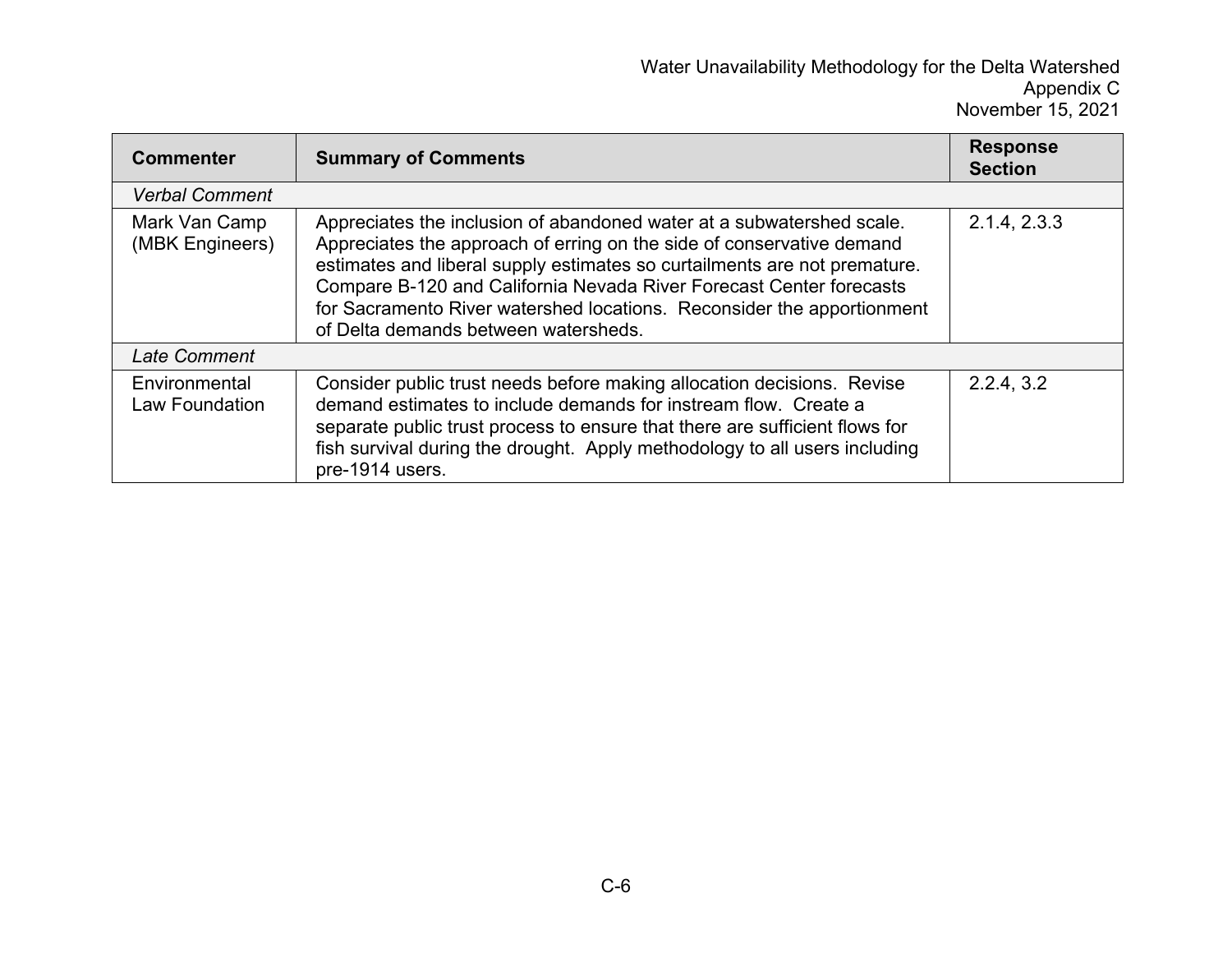| Commenter | Summary of Comments | Response Section |
|---|---|---|
| *Verbal Comment* | | |
| Mark Van Camp (MBK Engineers) | Appreciates the inclusion of abandoned water at a subwatershed scale. Appreciates the approach of erring on the side of conservative demand estimates and liberal supply estimates so curtailments are not premature. Compare B-120 and California Nevada River Forecast Center forecasts for Sacramento River watershed locations. Reconsider the apportionment of Delta demands between watersheds. | 2.1.4, 2.3.3 |
| *Late Comment* | | |
| Environmental Law Foundation | Consider public trust needs before making allocation decisions. Revise demand estimates to include demands for instream flow. Create a separate public trust process to ensure that there are sufficient flows for fish survival during the drought. Apply methodology to all users including pre-1914 users. | 2.2.4, 3.2 |